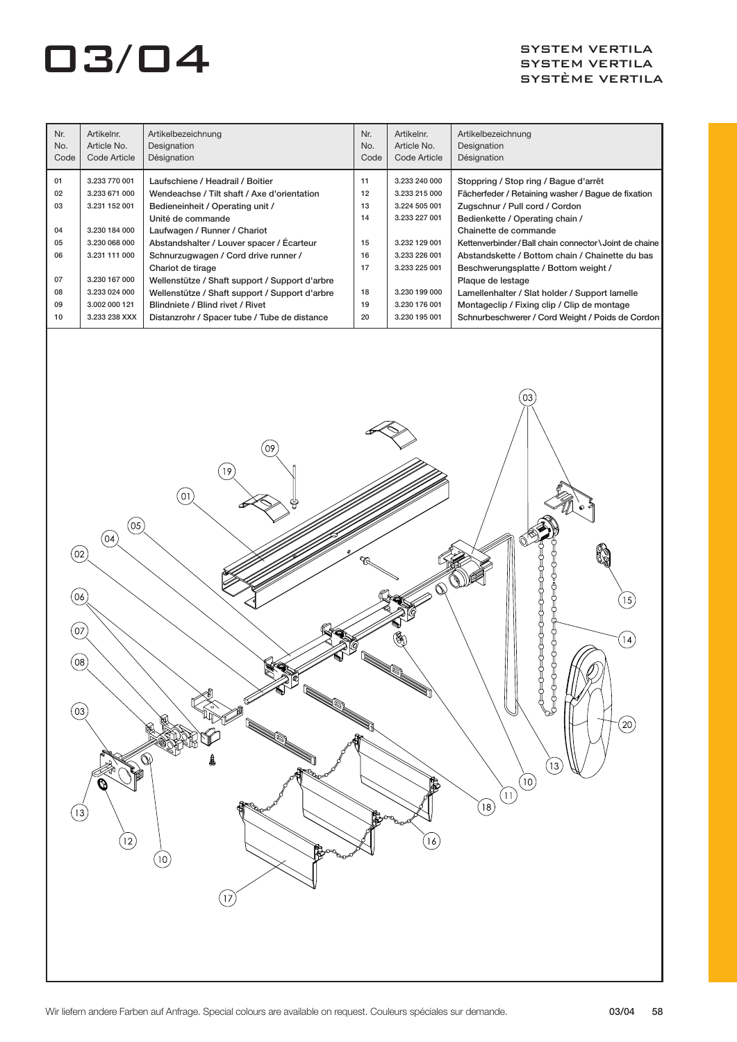# 03/04

SYSTEM VERTILA
SYSTEM VERTILA
SYSTÈME VERTILA

| Nr. No. Code | Artikelnr. Article No. Code Article | Artikelbezeichnung Designation Désignation | Nr. No. Code | Artikelnr. Article No. Code Article | Artikelbezeichnung Designation Désignation |
|---|---|---|---|---|---|
| 01 | 3.233 770 001 | Laufschiene / Headrail / Boitier | 11 | 3.233 240 000 | Stoppring / Stop ring / Bague d'arrêt |
| 02 | 3.233 671 000 | Wendeachse / Tilt shaft / Axe d'orientation | 12 | 3.233 215 000 | Fächerfeder / Retaining washer / Bague de fixation |
| 03 | 3.231 152 001 | Bedieneinheit / Operating unit / Unité de commande | 13 | 3.224 505 001 | Zugschnur / Pull cord / Cordon |
| | | | 14 | 3.233 227 001 | Bedienkette / Operating chain / Chainette de commande |
| 04 | 3.230 184 000 | Laufwagen / Runner / Chariot | | | |
| 05 | 3.230 068 000 | Abstandshalter / Louver spacer / Écarteur | 15 | 3.232 129 001 | Kettenverbinder / Ball chain connector \ Joint de chaine |
| 06 | 3.231 111 000 | Schnurzugwagen / Cord drive runner / Chariot de tirage | 16 | 3.233 226 001 | Abstandskette / Bottom chain / Chainette du bas |
| | | | 17 | 3.233 225 001 | Beschwerungsplatte / Bottom weight / Plaque de lestage |
| 07 | 3.230 167 000 | Wellenstütze / Shaft support / Support d'arbre | | | |
| 08 | 3.233 024 000 | Wellenstütze / Shaft support / Support d'arbre | 18 | 3.230 199 000 | Lamellenhalter / Slat holder / Support lamelle |
| 09 | 3.002 000 121 | Blindniete / Blind rivet / Rivet | 19 | 3.230 176 001 | Montageclip / Fixing clip / Clip de montage |
| 10 | 3.233 238 XXX | Distanzrohr / Spacer tube / Tube de distance | 20 | 3.230 195 001 | Schnurbeschwerer / Cord Weight / Poids de Cordon |

Wir liefern andere Farben auf Anfrage. Special colours are available on request. Couleurs spéciales sur demande.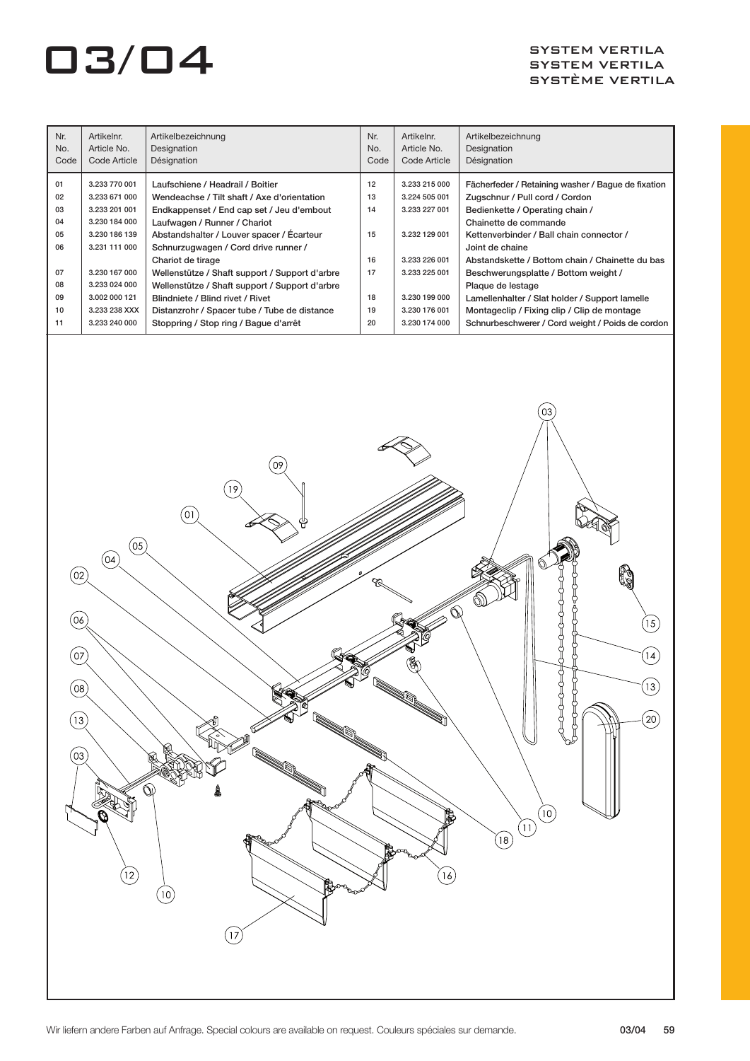# 03/04

## SYSTEM VERTILA
## SYSTEM VERTILA
## SYSTÈME VERTILA

| Nr.<br>No.<br>Code | Artikelnr.<br>Article No.<br>Code Article | Artikelbezeichnung<br>Designation<br>Désignation | Nr.<br>No.<br>Code | Artikelnr.<br>Article No.<br>Code Article | Artikelbezeichnung<br>Designation<br>Désignation |
|---|---|---|---|---|---|
| 01 | 3.233 770 001 | Laufschiene / Headrail / Boitier | 12 | 3.233 215 000 | Fächerfeder / Retaining washer / Bague de fixation |
| 02 | 3.233 671 000 | Wendeachse / Tilt shaft / Axe d'orientation | 13 | 3.224 505 001 | Zugschnur / Pull cord / Cordon |
| 03 | 3.233 201 001 | Endkappenset / End cap set / Jeu d'embout | 14 | 3.233 227 001 | Bedienkette / Operating chain / Chainette de commande |
| 04 | 3.230 184 000 | Laufwagen / Runner / Chariot | 15 | 3.232 129 001 | Kettenverbinder / Ball chain connector / Joint de chaine |
| 05 | 3.230 186 139 | Abstandshalter / Louver spacer / Écarteur | 16 | 3.233 226 001 | Abstandskette / Bottom chain / Chainette du bas |
| 06 | 3.231 111 000 | Schnurzugwagen / Cord drive runner / Chariot de tirage | 17 | 3.233 225 001 | Beschwerungsplatte / Bottom weight / Plaque de lestage |
| 07 | 3.230 167 000 | Wellenstütze / Shaft support / Support d'arbre | 18 | 3.230 199 000 | Lamellenhalter / Slat holder / Support lamelle |
| 08 | 3.233 024 000 | Wellenstütze / Shaft support / Support d'arbre | 19 | 3.230 176 001 | Montageclip / Fixing clip / Clip de montage |
| 09 | 3.002 000 121 | Blindniete / Blind rivet / Rivet | 20 | 3.230 174 000 | Schnurbeschwerer / Cord weight / Poids de cordon |
| 10 | 3.233 238 XXX | Distanzrohr / Spacer tube / Tube de distance | | | |
| 11 | 3.233 240 000 | Stoppring / Stop ring / Bague d'arrêt | | | |

Wir liefern andere Farben auf Anfrage. Special colours are available on request. Couleurs spéciales sur demande.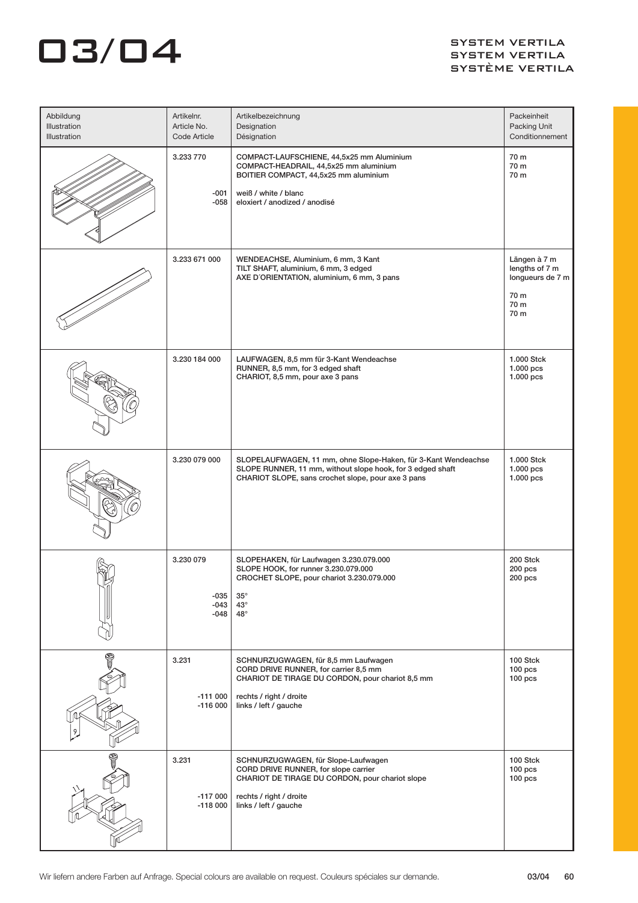# 03/04

SYSTEM VERTILA
SYSTEM VERTILA
SYSTÈME VERTILA

| Abbildung<br>Illustration<br>Illustration | Artikelnr.<br>Article No.<br>Code Article | Artikelbezeichnung<br>Designation<br>Désignation | Packeinheit<br>Packing Unit<br>Conditionnement |
|---|---|---|---|
| | 3.233 770<br><br>-001<br>-058 | COMPACT-LAUFSCHIENE, 44,5x25 mm Aluminium<br>COMPACT-HEADRAIL, 44,5x25 mm aluminium<br>BOITIER COMPACT, 44,5x25 mm aluminium<br><br>weiß / white / blanc<br>eloxiert / anodized / anodisé | 70 m<br>70 m<br>70 m |
| | 3.233 671 000 | WENDEACHSE, Aluminium, 6 mm, 3 Kant<br>TILT SHAFT, aluminium, 6 mm, 3 edged<br>AXE D´ORIENTATION, aluminium, 6 mm, 3 pans | Längen à 7 m<br>lengths of 7 m<br>longueurs de 7 m<br><br>70 m<br>70 m<br>70 m |
| | 3.230 184 000 | LAUFWAGEN, 8,5 mm für 3-Kant Wendeachse<br>RUNNER, 8,5 mm, for 3 edged shaft<br>CHARIOT, 8,5 mm, pour axe 3 pans | 1.000 Stck<br>1.000 pcs<br>1.000 pcs |
| | 3.230 079 000 | SLOPELAUFWAGEN, 11 mm, ohne Slope-Haken, für 3-Kant Wendeachse<br>SLOPE RUNNER, 11 mm, without slope hook, for 3 edged shaft<br>CHARIOT SLOPE, sans crochet slope, pour axe 3 pans | 1.000 Stck<br>1.000 pcs<br>1.000 pcs |
| | 3.230 079<br><br>-035<br>-043<br>-048 | SLOPEHAKEN, für Laufwagen 3.230.079.000<br>SLOPE HOOK, for runner 3.230.079.000<br>CROCHET SLOPE, pour chariot 3.230.079.000<br><br>35°<br>43°<br>48° | 200 Stck<br>200 pcs<br>200 pcs |
| | 3.231<br><br>-111 000<br>-116 000 | SCHNURZUGWAGEN, für 8,5 mm Laufwagen<br>CORD DRIVE RUNNER, for carrier 8,5 mm<br>CHARIOT DE TIRAGE DU CORDON, pour chariot 8,5 mm<br><br>rechts / right / droite<br>links / left / gauche | 100 Stck<br>100 pcs<br>100 pcs |
| | 3.231<br><br>-117 000<br>-118 000 | SCHNURZUGWAGEN, für Slope-Laufwagen<br>CORD DRIVE RUNNER, for slope carrier<br>CHARIOT DE TIRAGE DU CORDON, pour chariot slope<br><br>rechts / right / droite<br>links / left / gauche | 100 Stck<br>100 pcs<br>100 pcs |

Wir liefern andere Farben auf Anfrage. Special colours are available on request. Couleurs spéciales sur demande.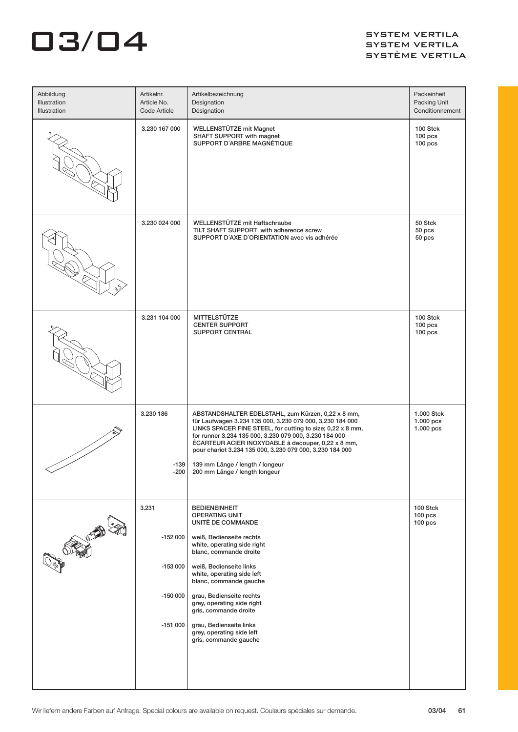# 03/04

SYSTEM VERTILA
SYSTEM VERTILA
SYSTÈME VERTILA

| Abbildung<br>Illustration<br>Illustration | Artikelnr.<br>Article No.<br>Code Article | Artikelbezeichnung<br>Designation<br>Désignation | Packeinheit<br>Packing Unit<br>Conditionnement |
|---|---|---|---|
| | 3.230 167 000 | WELLENSTÜTZE mit Magnet<br>SHAFT SUPPORT with magnet<br>SUPPORT D´ARBRE MAGNÉTIQUE | 100 Stck<br>100 pcs<br>100 pcs |
| | 3.230 024 000 | WELLENSTÜTZE mit Haftschraube<br>TILT SHAFT SUPPORT with adherence screw<br>SUPPORT D´AXE D´ORIENTATION avec vis adhérée | 50 Stck<br>50 pcs<br>50 pcs |
| | 3.231 104 000 | MITTELSTÜTZE<br>CENTER SUPPORT<br>SUPPORT CENTRAL | 100 Stck<br>100 pcs<br>100 pcs |
| | 3.230 186<br><br><br><br><br>-139<br>-200 | ABSTANDSHALTER EDELSTAHL, zum Kürzen, 0,22 x 8 mm, für Laufwagen 3.234 135 000, 3.230 079 000, 3.230 184 000<br>LINKS SPACER FINE STEEL, for cutting to size; 0,22 x 8 mm, for runner 3.234 135 000, 3.230 079 000, 3.230 184 000<br>ÉCARTEUR ACIER INOXYDABLE à decouper, 0,22 x 8 mm, pour chariot 3.234 135 000, 3.230 079 000, 3.230 184 000<br><br>139 mm Länge / length / longeur<br>200 mm Länge / length longeur | 1.000 Stck<br>1.000 pcs<br>1.000 pcs |
| | 3.231<br><br>-152 000<br><br>-153 000<br><br>-150 000<br><br>-151 000 | BEDIENEINHEIT<br>OPERATING UNIT<br>UNITÉ DE COMMANDE<br><br>weiß, Bedienseite rechts<br>white, operating side right<br>blanc, commande droite<br><br>weiß, Bedienseite links<br>white, operating side left<br>blanc, commande gauche<br><br>grau, Bedienseite rechts<br>grey, operating side right<br>gris, commande droite<br><br>grau, Bedienseite links<br>grey, operating side left<br>gris, commande gauche | 100 Stck<br>100 pcs<br>100 pcs |

Wir liefern andere Farben auf Anfrage. Special colours are available on request. Couleurs spéciales sur demande.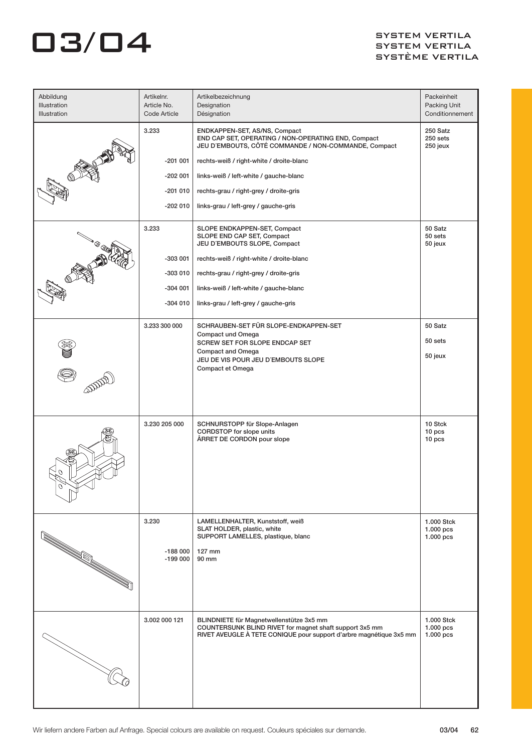# 03/04

SYSTEM VERTILA
SYSTEM VERTILA
SYSTÈME VERTILA

| Abbildung<br>Illustration<br>Illustration | Artikelnr.<br>Article No.<br>Code Article | Artikelbezeichnung<br>Designation<br>Désignation | Packeinheit<br>Packing Unit<br>Conditionnement |
|---|---|---|---|
| | 3.233 | ENDKAPPEN-SET, AS/NS, Compact<br>END CAP SET, OPERATING / NON-OPERATING END, Compact<br>JEU D´EMBOUTS, CÔTÉ COMMANDE / NON-COMMANDE, Compact | 250 Satz<br>250 sets<br>250 jeux |
| | -201 001 | rechts-weiß / right-white / droite-blanc | |
| | -202 001 | links-weiß / left-white / gauche-blanc | |
| | -201 010 | rechts-grau / right-grey / droite-gris | |
| | -202 010 | links-grau / left-grey / gauche-gris | |
| | 3.233 | SLOPE ENDKAPPEN-SET, Compact<br>SLOPE END CAP SET, Compact<br>JEU D´EMBOUTS SLOPE, Compact | 50 Satz<br>50 sets<br>50 jeux |
| | -303 001 | rechts-weiß / right-white / droite-blanc | |
| | -303 010 | rechts-grau / right-grey / droite-gris | |
| | -304 001 | links-weiß / left-white / gauche-blanc | |
| | -304 010 | links-grau / left-grey / gauche-gris | |
| | 3.233 300 000 | SCHRAUBEN-SET FÜR SLOPE-ENDKAPPEN-SET<br>Compact und Omega<br>SCREW SET FOR SLOPE ENDCAP SET<br>Compact and Omega<br>JEU DE VIS POUR JEU D´EMBOUTS SLOPE<br>Compact et Omega | 50 Satz<br>50 sets<br>50 jeux |
| | 3.230 205 000 | SCHNURSTOPP für Slope-Anlagen<br>CORDSTOP for slope units<br>ÅRRET DE CORDON pour slope | 10 Stck<br>10 pcs<br>10 pcs |
| | 3.230 | LAMELLENHALTER, Kunststoff, weiß<br>SLAT HOLDER, plastic, white<br>SUPPORT LAMELLES, plastique, blanc | 1.000 Stck<br>1.000 pcs<br>1.000 pcs |
| | -188 000 | 127 mm | |
| | -199 000 | 90 mm | |
| | 3.002 000 121 | BLINDNIETE für Magnetwellenstütze 3x5 mm<br>COUNTERSUNK BLIND RIVET for magnet shaft support 3x5 mm<br>RIVET AVEUGLE À TETE CONIQUE pour support d'arbre magnétique 3x5 mm | 1.000 Stck<br>1.000 pcs<br>1.000 pcs |

Wir liefern andere Farben auf Anfrage. Special colours are available on request. Couleurs spéciales sur demande.